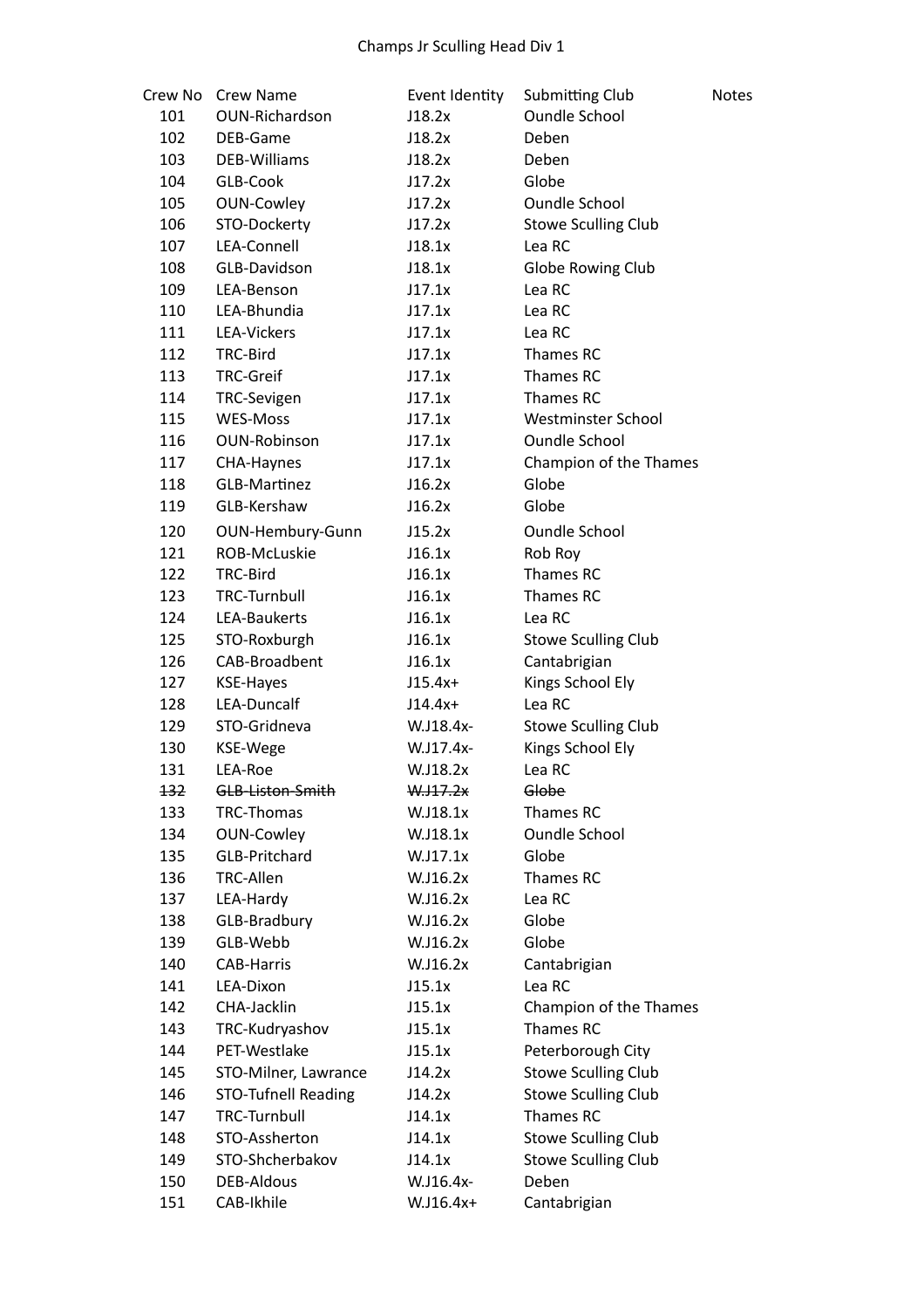# Champs Jr Sculling Head Div 1

| Crew No | Crew Name | Event Identity | Submitting Club | Notes |
|---|---|---|---|---|
| 101 | OUN-Richardson | J18.2x | Oundle School | |
| 102 | DEB-Game | J18.2x | Deben | |
| 103 | DEB-Williams | J18.2x | Deben | |
| 104 | GLB-Cook | J17.2x | Globe | |
| 105 | OUN-Cowley | J17.2x | Oundle School | |
| 106 | STO-Dockerty | J17.2x | Stowe Sculling Club | |
| 107 | LEA-Connell | J18.1x | Lea RC | |
| 108 | GLB-Davidson | J18.1x | Globe Rowing Club | |
| 109 | LEA-Benson | J17.1x | Lea RC | |
| 110 | LEA-Bhundia | J17.1x | Lea RC | |
| 111 | LEA-Vickers | J17.1x | Lea RC | |
| 112 | TRC-Bird | J17.1x | Thames RC | |
| 113 | TRC-Greif | J17.1x | Thames RC | |
| 114 | TRC-Sevigen | J17.1x | Thames RC | |
| 115 | WES-Moss | J17.1x | Westminster School | |
| 116 | OUN-Robinson | J17.1x | Oundle School | |
| 117 | CHA-Haynes | J17.1x | Champion of the Thames | |
| 118 | GLB-Martinez | J16.2x | Globe | |
| 119 | GLB-Kershaw | J16.2x | Globe | |
| 120 | OUN-Hembury-Gunn | J15.2x | Oundle School | |
| 121 | ROB-McLuskie | J16.1x | Rob Roy | |
| 122 | TRC-Bird | J16.1x | Thames RC | |
| 123 | TRC-Turnbull | J16.1x | Thames RC | |
| 124 | LEA-Baukerts | J16.1x | Lea RC | |
| 125 | STO-Roxburgh | J16.1x | Stowe Sculling Club | |
| 126 | CAB-Broadbent | J16.1x | Cantabrigian | |
| 127 | KSE-Hayes | J15.4x+ | Kings School Ely | |
| 128 | LEA-Duncalf | J14.4x+ | Lea RC | |
| 129 | STO-Gridneva | W.J18.4x- | Stowe Sculling Club | |
| 130 | KSE-Wege | W.J17.4x- | Kings School Ely | |
| 131 | LEA-Roe | W.J18.2x | Lea RC | |
| ~~132~~ | ~~GLB-Liston-Smith~~ | ~~W.J17.2x~~ | ~~Globe~~ | |
| 133 | TRC-Thomas | W.J18.1x | Thames RC | |
| 134 | OUN-Cowley | W.J18.1x | Oundle School | |
| 135 | GLB-Pritchard | W.J17.1x | Globe | |
| 136 | TRC-Allen | W.J16.2x | Thames RC | |
| 137 | LEA-Hardy | W.J16.2x | Lea RC | |
| 138 | GLB-Bradbury | W.J16.2x | Globe | |
| 139 | GLB-Webb | W.J16.2x | Globe | |
| 140 | CAB-Harris | W.J16.2x | Cantabrigian | |
| 141 | LEA-Dixon | J15.1x | Lea RC | |
| 142 | CHA-Jacklin | J15.1x | Champion of the Thames | |
| 143 | TRC-Kudryashov | J15.1x | Thames RC | |
| 144 | PET-Westlake | J15.1x | Peterborough City | |
| 145 | STO-Milner, Lawrance | J14.2x | Stowe Sculling Club | |
| 146 | STO-Tufnell Reading | J14.2x | Stowe Sculling Club | |
| 147 | TRC-Turnbull | J14.1x | Thames RC | |
| 148 | STO-Assherton | J14.1x | Stowe Sculling Club | |
| 149 | STO-Shcherbakov | J14.1x | Stowe Sculling Club | |
| 150 | DEB-Aldous | W.J16.4x- | Deben | |
| 151 | CAB-Ikhile | W.J16.4x+ | Cantabrigian | |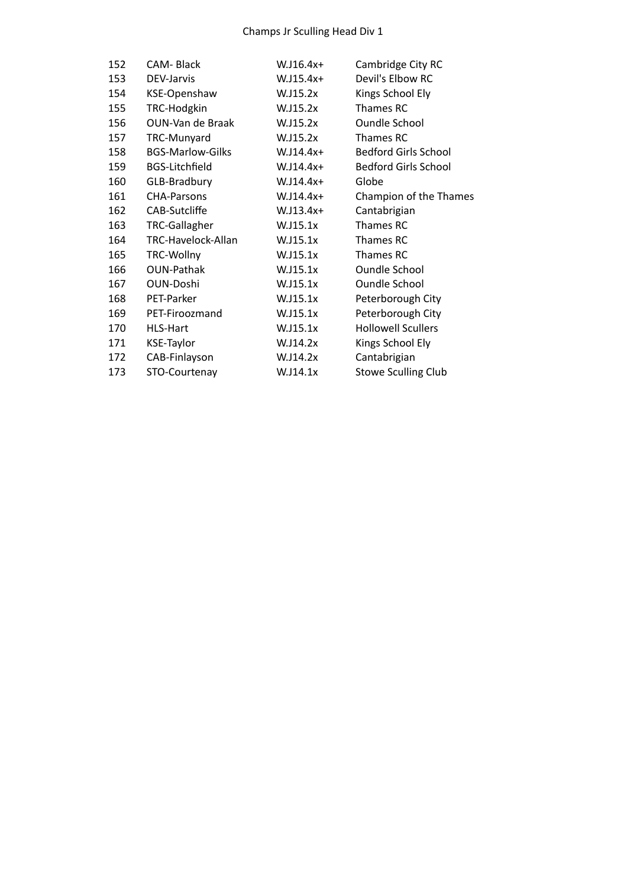# Champs Jr Sculling Head Div 1

| | | | |
|---|---|---|---|
| 152 | CAM- Black | W.J16.4x+ | Cambridge City RC |
| 153 | DEV-Jarvis | W.J15.4x+ | Devil's Elbow RC |
| 154 | KSE-Openshaw | W.J15.2x | Kings School Ely |
| 155 | TRC-Hodgkin | W.J15.2x | Thames RC |
| 156 | OUN-Van de Braak | W.J15.2x | Oundle School |
| 157 | TRC-Munyard | W.J15.2x | Thames RC |
| 158 | BGS-Marlow-Gilks | W.J14.4x+ | Bedford Girls School |
| 159 | BGS-Litchfield | W.J14.4x+ | Bedford Girls School |
| 160 | GLB-Bradbury | W.J14.4x+ | Globe |
| 161 | CHA-Parsons | W.J14.4x+ | Champion of the Thames |
| 162 | CAB-Sutcliffe | W.J13.4x+ | Cantabrigian |
| 163 | TRC-Gallagher | W.J15.1x | Thames RC |
| 164 | TRC-Havelock-Allan | W.J15.1x | Thames RC |
| 165 | TRC-Wollny | W.J15.1x | Thames RC |
| 166 | OUN-Pathak | W.J15.1x | Oundle School |
| 167 | OUN-Doshi | W.J15.1x | Oundle School |
| 168 | PET-Parker | W.J15.1x | Peterborough City |
| 169 | PET-Firoozmand | W.J15.1x | Peterborough City |
| 170 | HLS-Hart | W.J15.1x | Hollowell Scullers |
| 171 | KSE-Taylor | W.J14.2x | Kings School Ely |
| 172 | CAB-Finlayson | W.J14.2x | Cantabrigian |
| 173 | STO-Courtenay | W.J14.1x | Stowe Sculling Club |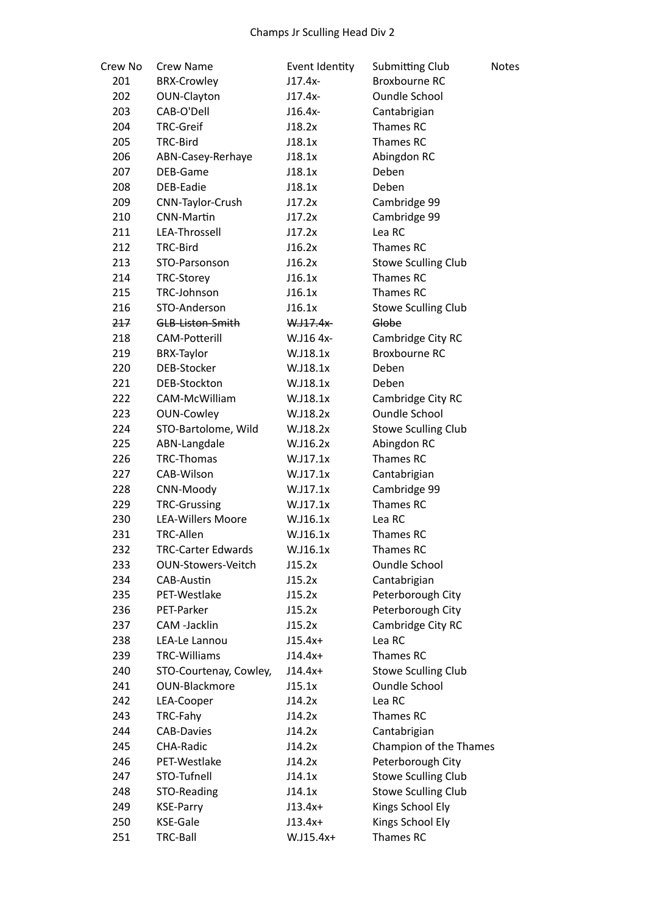# Champs Jr Sculling Head Div 2

| Crew No | Crew Name | Event Identity | Submitting Club | Notes |
|---|---|---|---|---|
| 201 | BRX-Crowley | J17.4x- | Broxbourne RC | |
| 202 | OUN-Clayton | J17.4x- | Oundle School | |
| 203 | CAB-O'Dell | J16.4x- | Cantabrigian | |
| 204 | TRC-Greif | J18.2x | Thames RC | |
| 205 | TRC-Bird | J18.1x | Thames RC | |
| 206 | ABN-Casey-Rerhaye | J18.1x | Abingdon RC | |
| 207 | DEB-Game | J18.1x | Deben | |
| 208 | DEB-Eadie | J18.1x | Deben | |
| 209 | CNN-Taylor-Crush | J17.2x | Cambridge 99 | |
| 210 | CNN-Martin | J17.2x | Cambridge 99 | |
| 211 | LEA-Throssell | J17.2x | Lea RC | |
| 212 | TRC-Bird | J16.2x | Thames RC | |
| 213 | STO-Parsonson | J16.2x | Stowe Sculling Club | |
| 214 | TRC-Storey | J16.1x | Thames RC | |
| 215 | TRC-Johnson | J16.1x | Thames RC | |
| 216 | STO-Anderson | J16.1x | Stowe Sculling Club | |
| ~~217~~ | ~~GLB-Liston-Smith~~ | ~~W.J17.4x-~~ | ~~Globe~~ | |
| 218 | CAM-Potterill | W.J16 4x- | Cambridge City RC | |
| 219 | BRX-Taylor | W.J18.1x | Broxbourne RC | |
| 220 | DEB-Stocker | W.J18.1x | Deben | |
| 221 | DEB-Stockton | W.J18.1x | Deben | |
| 222 | CAM-McWilliam | W.J18.1x | Cambridge City RC | |
| 223 | OUN-Cowley | W.J18.2x | Oundle School | |
| 224 | STO-Bartolome, Wild | W.J18.2x | Stowe Sculling Club | |
| 225 | ABN-Langdale | W.J16.2x | Abingdon RC | |
| 226 | TRC-Thomas | W.J17.1x | Thames RC | |
| 227 | CAB-Wilson | W.J17.1x | Cantabrigian | |
| 228 | CNN-Moody | W.J17.1x | Cambridge 99 | |
| 229 | TRC-Grussing | W.J17.1x | Thames RC | |
| 230 | LEA-Willers Moore | W.J16.1x | Lea RC | |
| 231 | TRC-Allen | W.J16.1x | Thames RC | |
| 232 | TRC-Carter Edwards | W.J16.1x | Thames RC | |
| 233 | OUN-Stowers-Veitch | J15.2x | Oundle School | |
| 234 | CAB-Austin | J15.2x | Cantabrigian | |
| 235 | PET-Westlake | J15.2x | Peterborough City | |
| 236 | PET-Parker | J15.2x | Peterborough City | |
| 237 | CAM -Jacklin | J15.2x | Cambridge City RC | |
| 238 | LEA-Le Lannou | J15.4x+ | Lea RC | |
| 239 | TRC-Williams | J14.4x+ | Thames RC | |
| 240 | STO-Courtenay, Cowley, | J14.4x+ | Stowe Sculling Club | |
| 241 | OUN-Blackmore | J15.1x | Oundle School | |
| 242 | LEA-Cooper | J14.2x | Lea RC | |
| 243 | TRC-Fahy | J14.2x | Thames RC | |
| 244 | CAB-Davies | J14.2x | Cantabrigian | |
| 245 | CHA-Radic | J14.2x | Champion of the Thames | |
| 246 | PET-Westlake | J14.2x | Peterborough City | |
| 247 | STO-Tufnell | J14.1x | Stowe Sculling Club | |
| 248 | STO-Reading | J14.1x | Stowe Sculling Club | |
| 249 | KSE-Parry | J13.4x+ | Kings School Ely | |
| 250 | KSE-Gale | J13.4x+ | Kings School Ely | |
| 251 | TRC-Ball | W.J15.4x+ | Thames RC | |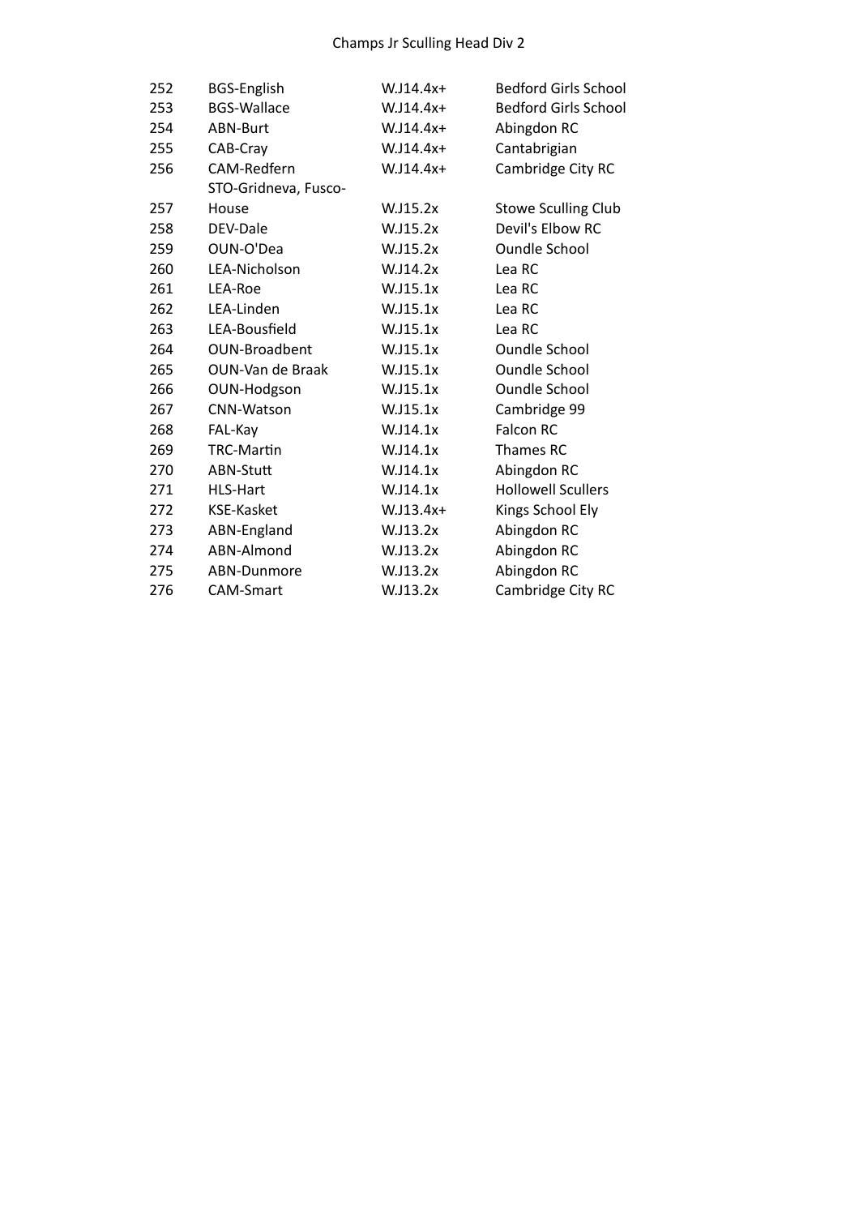# Champs Jr Sculling Head Div 2

| | | | |
|---|---|---|---|
| 252 | BGS-English | W.J14.4x+ | Bedford Girls School |
| 253 | BGS-Wallace | W.J14.4x+ | Bedford Girls School |
| 254 | ABN-Burt | W.J14.4x+ | Abingdon RC |
| 255 | CAB-Cray | W.J14.4x+ | Cantabrigian |
| 256 | CAM-Redfern | W.J14.4x+ | Cambridge City RC |
| 257 | STO-Gridneva, Fusco-House | W.J15.2x | Stowe Sculling Club |
| 258 | DEV-Dale | W.J15.2x | Devil's Elbow RC |
| 259 | OUN-O'Dea | W.J15.2x | Oundle School |
| 260 | LEA-Nicholson | W.J14.2x | Lea RC |
| 261 | LEA-Roe | W.J15.1x | Lea RC |
| 262 | LEA-Linden | W.J15.1x | Lea RC |
| 263 | LEA-Bousfield | W.J15.1x | Lea RC |
| 264 | OUN-Broadbent | W.J15.1x | Oundle School |
| 265 | OUN-Van de Braak | W.J15.1x | Oundle School |
| 266 | OUN-Hodgson | W.J15.1x | Oundle School |
| 267 | CNN-Watson | W.J15.1x | Cambridge 99 |
| 268 | FAL-Kay | W.J14.1x | Falcon RC |
| 269 | TRC-Martin | W.J14.1x | Thames RC |
| 270 | ABN-Stutt | W.J14.1x | Abingdon RC |
| 271 | HLS-Hart | W.J14.1x | Hollowell Scullers |
| 272 | KSE-Kasket | W.J13.4x+ | Kings School Ely |
| 273 | ABN-England | W.J13.2x | Abingdon RC |
| 274 | ABN-Almond | W.J13.2x | Abingdon RC |
| 275 | ABN-Dunmore | W.J13.2x | Abingdon RC |
| 276 | CAM-Smart | W.J13.2x | Cambridge City RC |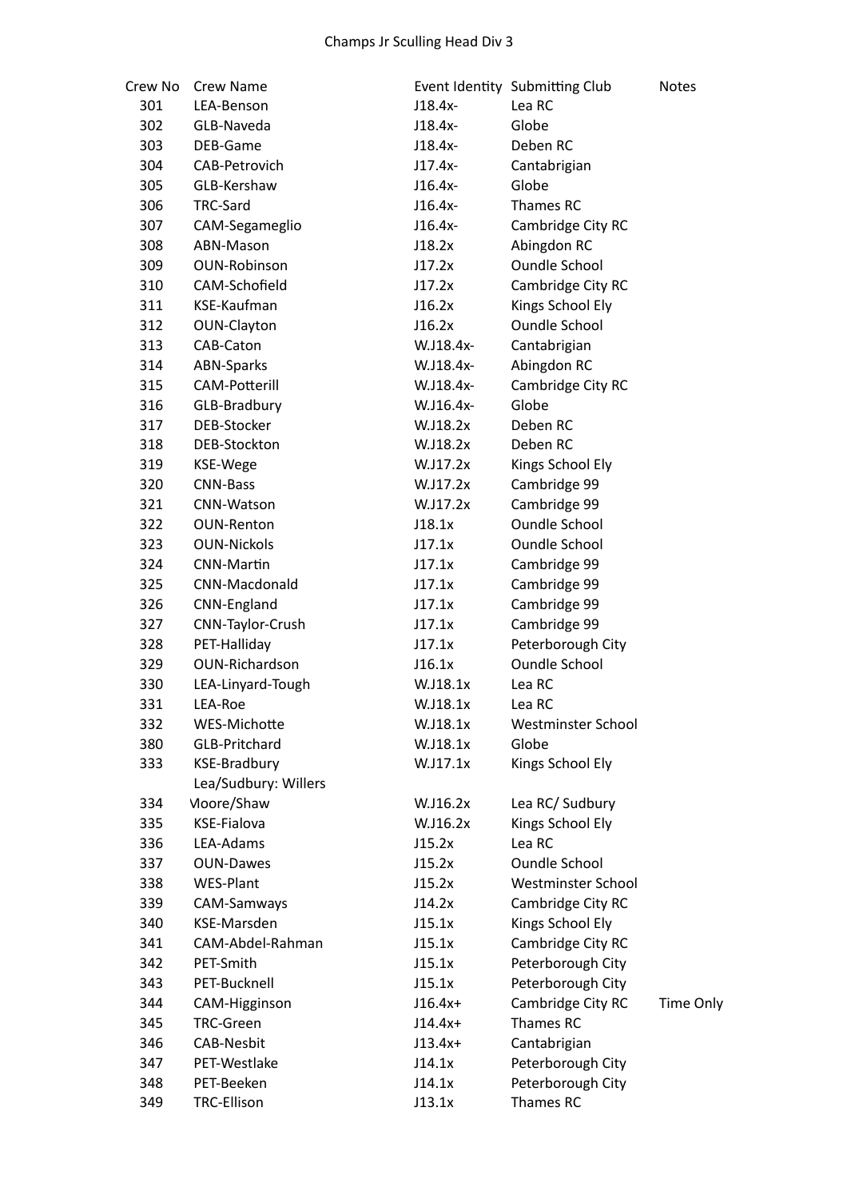# Champs Jr Sculling Head Div 3

| Crew No | Crew Name | Event Identity | Submitting Club | Notes |
|---|---|---|---|---|
| 301 | LEA-Benson | J18.4x- | Lea RC | |
| 302 | GLB-Naveda | J18.4x- | Globe | |
| 303 | DEB-Game | J18.4x- | Deben RC | |
| 304 | CAB-Petrovich | J17.4x- | Cantabrigian | |
| 305 | GLB-Kershaw | J16.4x- | Globe | |
| 306 | TRC-Sard | J16.4x- | Thames RC | |
| 307 | CAM-Segameglio | J16.4x- | Cambridge City RC | |
| 308 | ABN-Mason | J18.2x | Abingdon RC | |
| 309 | OUN-Robinson | J17.2x | Oundle School | |
| 310 | CAM-Schofield | J17.2x | Cambridge City RC | |
| 311 | KSE-Kaufman | J16.2x | Kings School Ely | |
| 312 | OUN-Clayton | J16.2x | Oundle School | |
| 313 | CAB-Caton | W.J18.4x- | Cantabrigian | |
| 314 | ABN-Sparks | W.J18.4x- | Abingdon RC | |
| 315 | CAM-Potterill | W.J18.4x- | Cambridge City RC | |
| 316 | GLB-Bradbury | W.J16.4x- | Globe | |
| 317 | DEB-Stocker | W.J18.2x | Deben RC | |
| 318 | DEB-Stockton | W.J18.2x | Deben RC | |
| 319 | KSE-Wege | W.J17.2x | Kings School Ely | |
| 320 | CNN-Bass | W.J17.2x | Cambridge 99 | |
| 321 | CNN-Watson | W.J17.2x | Cambridge 99 | |
| 322 | OUN-Renton | J18.1x | Oundle School | |
| 323 | OUN-Nickols | J17.1x | Oundle School | |
| 324 | CNN-Martin | J17.1x | Cambridge 99 | |
| 325 | CNN-Macdonald | J17.1x | Cambridge 99 | |
| 326 | CNN-England | J17.1x | Cambridge 99 | |
| 327 | CNN-Taylor-Crush | J17.1x | Cambridge 99 | |
| 328 | PET-Halliday | J17.1x | Peterborough City | |
| 329 | OUN-Richardson | J16.1x | Oundle School | |
| 330 | LEA-Linyard-Tough | W.J18.1x | Lea RC | |
| 331 | LEA-Roe | W.J18.1x | Lea RC | |
| 332 | WES-Michotte | W.J18.1x | Westminster School | |
| 380 | GLB-Pritchard | W.J18.1x | Globe | |
| 333 | KSE-Bradbury | W.J17.1x | Kings School Ely | |
| 334 | Lea/Sudbury: Willers Moore/Shaw | W.J16.2x | Lea RC/ Sudbury | |
| 335 | KSE-Fialova | W.J16.2x | Kings School Ely | |
| 336 | LEA-Adams | J15.2x | Lea RC | |
| 337 | OUN-Dawes | J15.2x | Oundle School | |
| 338 | WES-Plant | J15.2x | Westminster School | |
| 339 | CAM-Samways | J14.2x | Cambridge City RC | |
| 340 | KSE-Marsden | J15.1x | Kings School Ely | |
| 341 | CAM-Abdel-Rahman | J15.1x | Cambridge City RC | |
| 342 | PET-Smith | J15.1x | Peterborough City | |
| 343 | PET-Bucknell | J15.1x | Peterborough City | |
| 344 | CAM-Higginson | J16.4x+ | Cambridge City RC | Time Only |
| 345 | TRC-Green | J14.4x+ | Thames RC | |
| 346 | CAB-Nesbit | J13.4x+ | Cantabrigian | |
| 347 | PET-Westlake | J14.1x | Peterborough City | |
| 348 | PET-Beeken | J14.1x | Peterborough City | |
| 349 | TRC-Ellison | J13.1x | Thames RC | |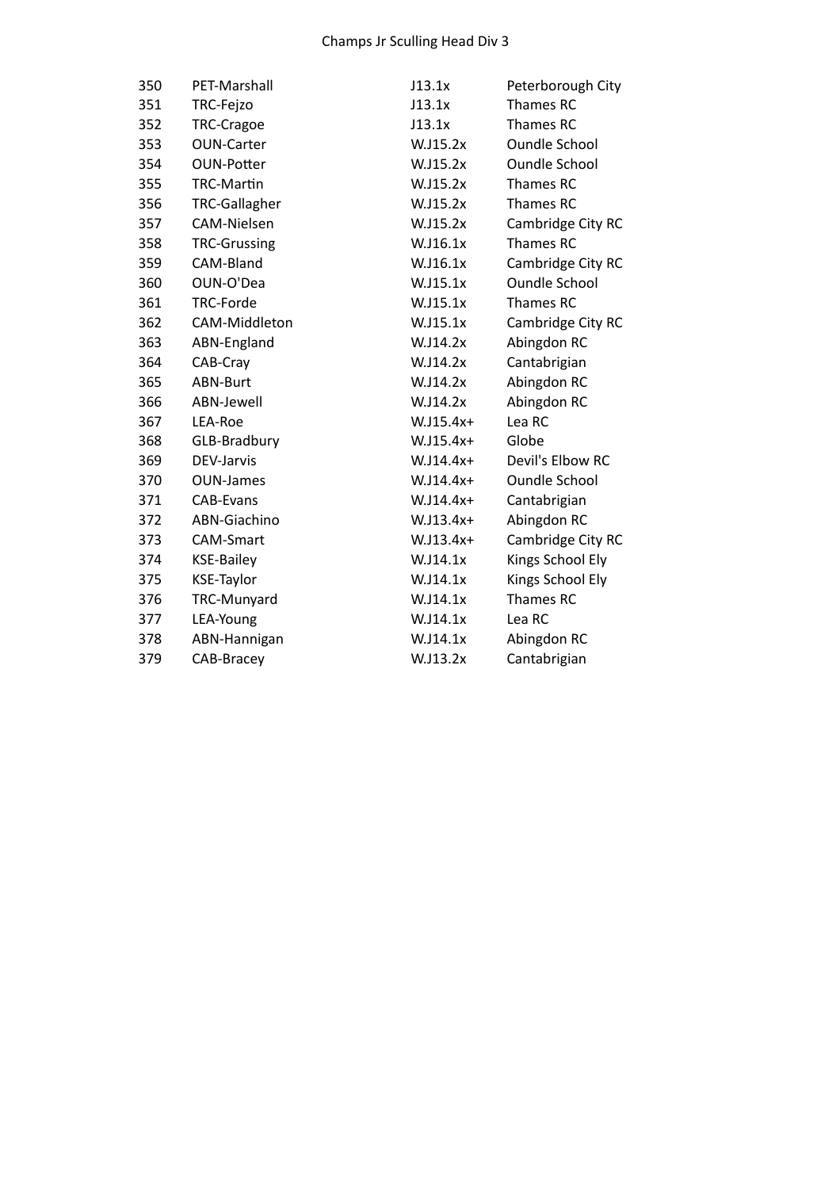# Champs Jr Sculling Head Div 3

| | | | |
|---|---|---|---|
| 350 | PET-Marshall | J13.1x | Peterborough City |
| 351 | TRC-Fejzo | J13.1x | Thames RC |
| 352 | TRC-Cragoe | J13.1x | Thames RC |
| 353 | OUN-Carter | W.J15.2x | Oundle School |
| 354 | OUN-Potter | W.J15.2x | Oundle School |
| 355 | TRC-Martin | W.J15.2x | Thames RC |
| 356 | TRC-Gallagher | W.J15.2x | Thames RC |
| 357 | CAM-Nielsen | W.J15.2x | Cambridge City RC |
| 358 | TRC-Grussing | W.J16.1x | Thames RC |
| 359 | CAM-Bland | W.J16.1x | Cambridge City RC |
| 360 | OUN-O'Dea | W.J15.1x | Oundle School |
| 361 | TRC-Forde | W.J15.1x | Thames RC |
| 362 | CAM-Middleton | W.J15.1x | Cambridge City RC |
| 363 | ABN-England | W.J14.2x | Abingdon RC |
| 364 | CAB-Cray | W.J14.2x | Cantabrigian |
| 365 | ABN-Burt | W.J14.2x | Abingdon RC |
| 366 | ABN-Jewell | W.J14.2x | Abingdon RC |
| 367 | LEA-Roe | W.J15.4x+ | Lea RC |
| 368 | GLB-Bradbury | W.J15.4x+ | Globe |
| 369 | DEV-Jarvis | W.J14.4x+ | Devil's Elbow RC |
| 370 | OUN-James | W.J14.4x+ | Oundle School |
| 371 | CAB-Evans | W.J14.4x+ | Cantabrigian |
| 372 | ABN-Giachino | W.J13.4x+ | Abingdon RC |
| 373 | CAM-Smart | W.J13.4x+ | Cambridge City RC |
| 374 | KSE-Bailey | W.J14.1x | Kings School Ely |
| 375 | KSE-Taylor | W.J14.1x | Kings School Ely |
| 376 | TRC-Munyard | W.J14.1x | Thames RC |
| 377 | LEA-Young | W.J14.1x | Lea RC |
| 378 | ABN-Hannigan | W.J14.1x | Abingdon RC |
| 379 | CAB-Bracey | W.J13.2x | Cantabrigian |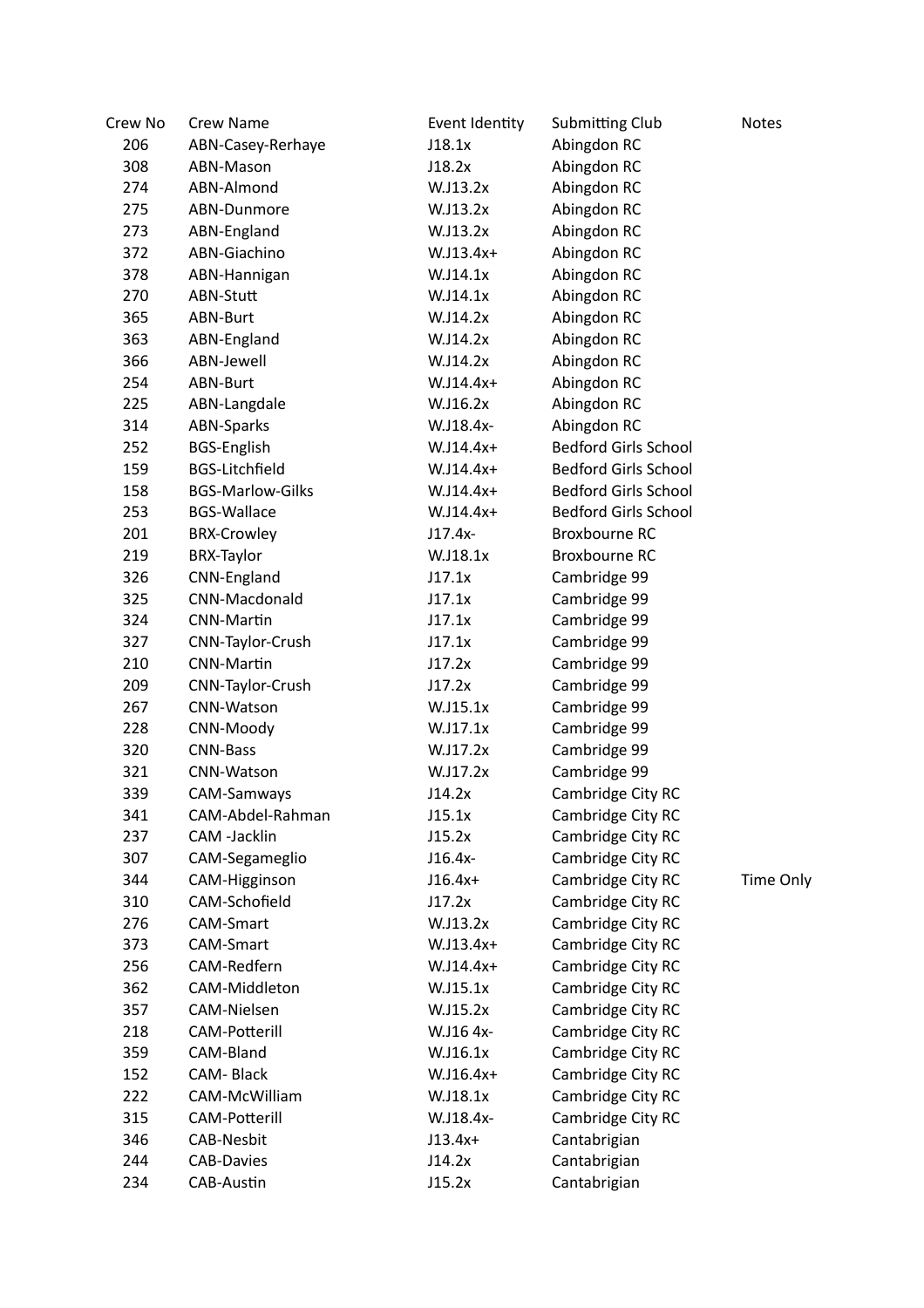| Crew No | Crew Name | Event Identity | Submitting Club | Notes |
|---|---|---|---|---|
| 206 | ABN-Casey-Rerhaye | J18.1x | Abingdon RC | |
| 308 | ABN-Mason | J18.2x | Abingdon RC | |
| 274 | ABN-Almond | W.J13.2x | Abingdon RC | |
| 275 | ABN-Dunmore | W.J13.2x | Abingdon RC | |
| 273 | ABN-England | W.J13.2x | Abingdon RC | |
| 372 | ABN-Giachino | W.J13.4x+ | Abingdon RC | |
| 378 | ABN-Hannigan | W.J14.1x | Abingdon RC | |
| 270 | ABN-Stutt | W.J14.1x | Abingdon RC | |
| 365 | ABN-Burt | W.J14.2x | Abingdon RC | |
| 363 | ABN-England | W.J14.2x | Abingdon RC | |
| 366 | ABN-Jewell | W.J14.2x | Abingdon RC | |
| 254 | ABN-Burt | W.J14.4x+ | Abingdon RC | |
| 225 | ABN-Langdale | W.J16.2x | Abingdon RC | |
| 314 | ABN-Sparks | W.J18.4x- | Abingdon RC | |
| 252 | BGS-English | W.J14.4x+ | Bedford Girls School | |
| 159 | BGS-Litchfield | W.J14.4x+ | Bedford Girls School | |
| 158 | BGS-Marlow-Gilks | W.J14.4x+ | Bedford Girls School | |
| 253 | BGS-Wallace | W.J14.4x+ | Bedford Girls School | |
| 201 | BRX-Crowley | J17.4x- | Broxbourne RC | |
| 219 | BRX-Taylor | W.J18.1x | Broxbourne RC | |
| 326 | CNN-England | J17.1x | Cambridge 99 | |
| 325 | CNN-Macdonald | J17.1x | Cambridge 99 | |
| 324 | CNN-Martin | J17.1x | Cambridge 99 | |
| 327 | CNN-Taylor-Crush | J17.1x | Cambridge 99 | |
| 210 | CNN-Martin | J17.2x | Cambridge 99 | |
| 209 | CNN-Taylor-Crush | J17.2x | Cambridge 99 | |
| 267 | CNN-Watson | W.J15.1x | Cambridge 99 | |
| 228 | CNN-Moody | W.J17.1x | Cambridge 99 | |
| 320 | CNN-Bass | W.J17.2x | Cambridge 99 | |
| 321 | CNN-Watson | W.J17.2x | Cambridge 99 | |
| 339 | CAM-Samways | J14.2x | Cambridge City RC | |
| 341 | CAM-Abdel-Rahman | J15.1x | Cambridge City RC | |
| 237 | CAM -Jacklin | J15.2x | Cambridge City RC | |
| 307 | CAM-Segameglio | J16.4x- | Cambridge City RC | |
| 344 | CAM-Higginson | J16.4x+ | Cambridge City RC | Time Only |
| 310 | CAM-Schofield | J17.2x | Cambridge City RC | |
| 276 | CAM-Smart | W.J13.2x | Cambridge City RC | |
| 373 | CAM-Smart | W.J13.4x+ | Cambridge City RC | |
| 256 | CAM-Redfern | W.J14.4x+ | Cambridge City RC | |
| 362 | CAM-Middleton | W.J15.1x | Cambridge City RC | |
| 357 | CAM-Nielsen | W.J15.2x | Cambridge City RC | |
| 218 | CAM-Potterill | W.J16 4x- | Cambridge City RC | |
| 359 | CAM-Bland | W.J16.1x | Cambridge City RC | |
| 152 | CAM- Black | W.J16.4x+ | Cambridge City RC | |
| 222 | CAM-McWilliam | W.J18.1x | Cambridge City RC | |
| 315 | CAM-Potterill | W.J18.4x- | Cambridge City RC | |
| 346 | CAB-Nesbit | J13.4x+ | Cantabrigian | |
| 244 | CAB-Davies | J14.2x | Cantabrigian | |
| 234 | CAB-Austin | J15.2x | Cantabrigian | |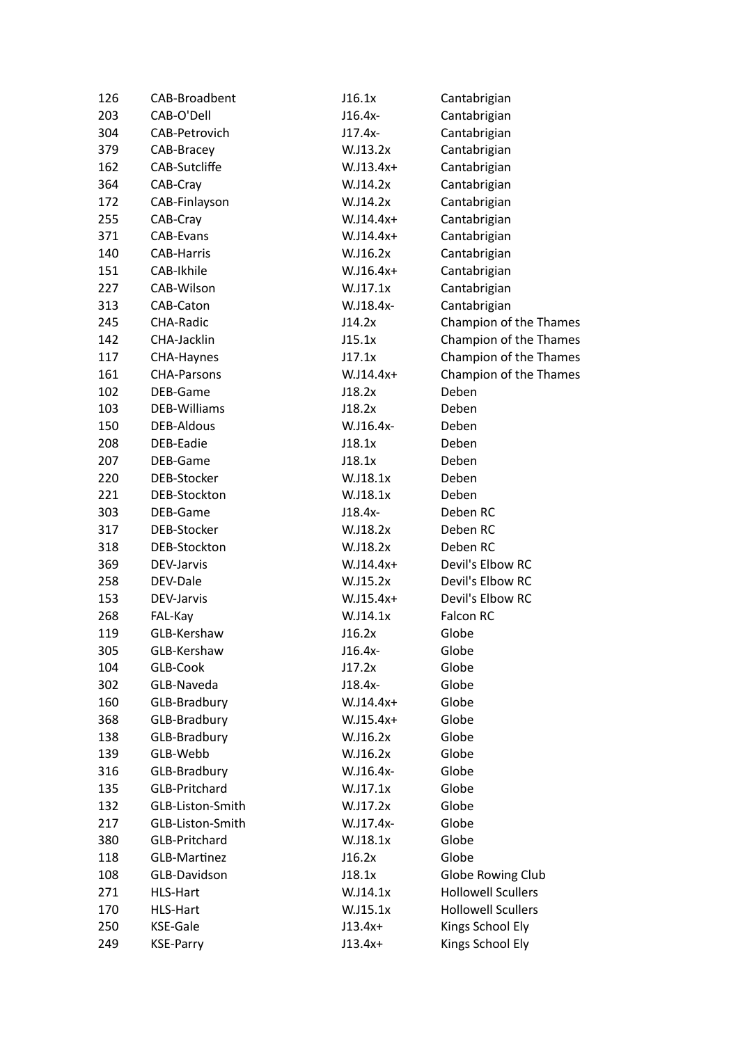| | | | |
|---|---|---|---|
| 126 | CAB-Broadbent | J16.1x | Cantabrigian |
| 203 | CAB-O'Dell | J16.4x- | Cantabrigian |
| 304 | CAB-Petrovich | J17.4x- | Cantabrigian |
| 379 | CAB-Bracey | W.J13.2x | Cantabrigian |
| 162 | CAB-Sutcliffe | W.J13.4x+ | Cantabrigian |
| 364 | CAB-Cray | W.J14.2x | Cantabrigian |
| 172 | CAB-Finlayson | W.J14.2x | Cantabrigian |
| 255 | CAB-Cray | W.J14.4x+ | Cantabrigian |
| 371 | CAB-Evans | W.J14.4x+ | Cantabrigian |
| 140 | CAB-Harris | W.J16.2x | Cantabrigian |
| 151 | CAB-Ikhile | W.J16.4x+ | Cantabrigian |
| 227 | CAB-Wilson | W.J17.1x | Cantabrigian |
| 313 | CAB-Caton | W.J18.4x- | Cantabrigian |
| 245 | CHA-Radic | J14.2x | Champion of the Thames |
| 142 | CHA-Jacklin | J15.1x | Champion of the Thames |
| 117 | CHA-Haynes | J17.1x | Champion of the Thames |
| 161 | CHA-Parsons | W.J14.4x+ | Champion of the Thames |
| 102 | DEB-Game | J18.2x | Deben |
| 103 | DEB-Williams | J18.2x | Deben |
| 150 | DEB-Aldous | W.J16.4x- | Deben |
| 208 | DEB-Eadie | J18.1x | Deben |
| 207 | DEB-Game | J18.1x | Deben |
| 220 | DEB-Stocker | W.J18.1x | Deben |
| 221 | DEB-Stockton | W.J18.1x | Deben |
| 303 | DEB-Game | J18.4x- | Deben RC |
| 317 | DEB-Stocker | W.J18.2x | Deben RC |
| 318 | DEB-Stockton | W.J18.2x | Deben RC |
| 369 | DEV-Jarvis | W.J14.4x+ | Devil's Elbow RC |
| 258 | DEV-Dale | W.J15.2x | Devil's Elbow RC |
| 153 | DEV-Jarvis | W.J15.4x+ | Devil's Elbow RC |
| 268 | FAL-Kay | W.J14.1x | Falcon RC |
| 119 | GLB-Kershaw | J16.2x | Globe |
| 305 | GLB-Kershaw | J16.4x- | Globe |
| 104 | GLB-Cook | J17.2x | Globe |
| 302 | GLB-Naveda | J18.4x- | Globe |
| 160 | GLB-Bradbury | W.J14.4x+ | Globe |
| 368 | GLB-Bradbury | W.J15.4x+ | Globe |
| 138 | GLB-Bradbury | W.J16.2x | Globe |
| 139 | GLB-Webb | W.J16.2x | Globe |
| 316 | GLB-Bradbury | W.J16.4x- | Globe |
| 135 | GLB-Pritchard | W.J17.1x | Globe |
| 132 | GLB-Liston-Smith | W.J17.2x | Globe |
| 217 | GLB-Liston-Smith | W.J17.4x- | Globe |
| 380 | GLB-Pritchard | W.J18.1x | Globe |
| 118 | GLB-Martinez | J16.2x | Globe |
| 108 | GLB-Davidson | J18.1x | Globe Rowing Club |
| 271 | HLS-Hart | W.J14.1x | Hollowell Scullers |
| 170 | HLS-Hart | W.J15.1x | Hollowell Scullers |
| 250 | KSE-Gale | J13.4x+ | Kings School Ely |
| 249 | KSE-Parry | J13.4x+ | Kings School Ely |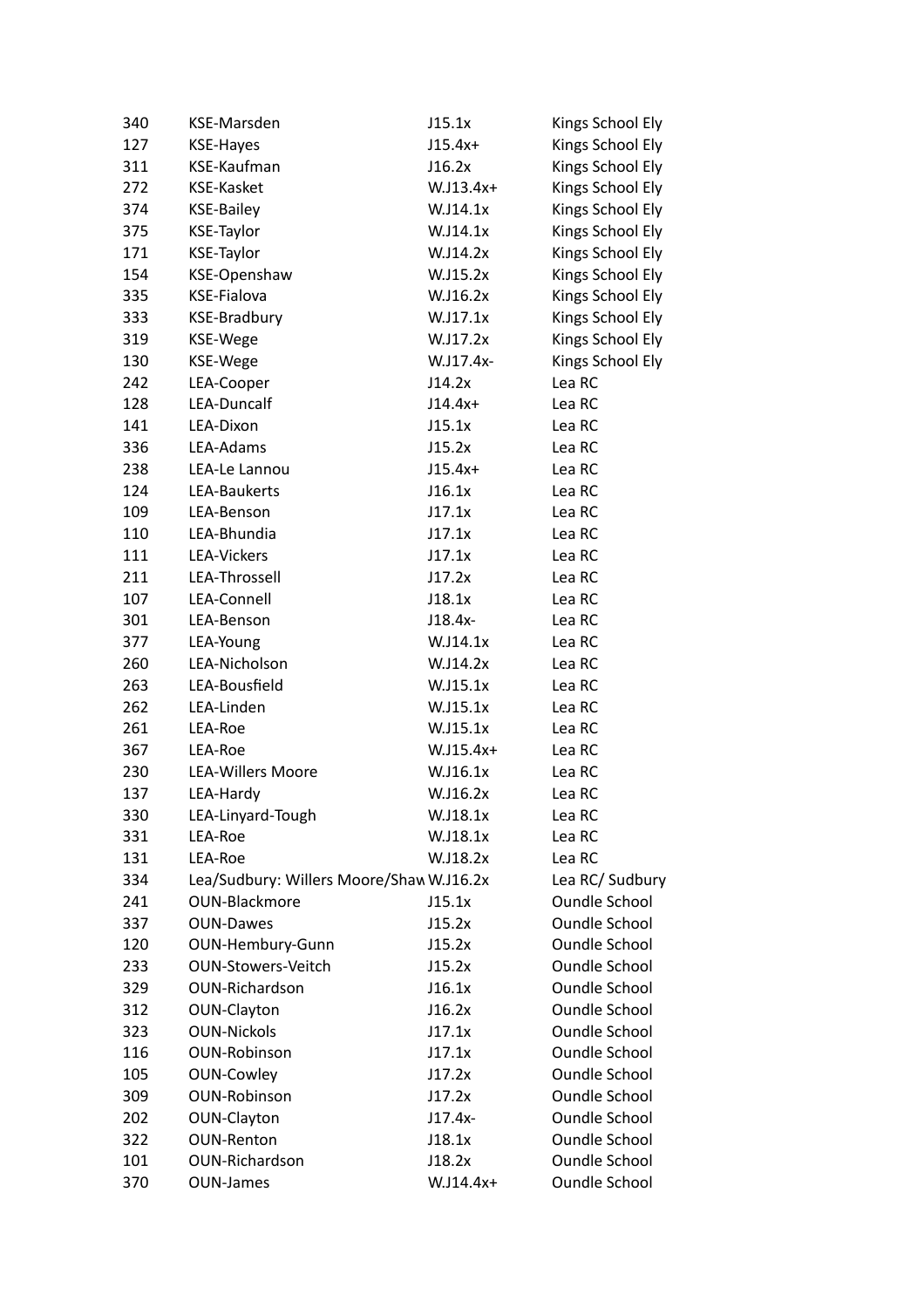| | | | |
|---|---|---|---|
| 340 | KSE-Marsden | J15.1x | Kings School Ely |
| 127 | KSE-Hayes | J15.4x+ | Kings School Ely |
| 311 | KSE-Kaufman | J16.2x | Kings School Ely |
| 272 | KSE-Kasket | W.J13.4x+ | Kings School Ely |
| 374 | KSE-Bailey | W.J14.1x | Kings School Ely |
| 375 | KSE-Taylor | W.J14.1x | Kings School Ely |
| 171 | KSE-Taylor | W.J14.2x | Kings School Ely |
| 154 | KSE-Openshaw | W.J15.2x | Kings School Ely |
| 335 | KSE-Fialova | W.J16.2x | Kings School Ely |
| 333 | KSE-Bradbury | W.J17.1x | Kings School Ely |
| 319 | KSE-Wege | W.J17.2x | Kings School Ely |
| 130 | KSE-Wege | W.J17.4x- | Kings School Ely |
| 242 | LEA-Cooper | J14.2x | Lea RC |
| 128 | LEA-Duncalf | J14.4x+ | Lea RC |
| 141 | LEA-Dixon | J15.1x | Lea RC |
| 336 | LEA-Adams | J15.2x | Lea RC |
| 238 | LEA-Le Lannou | J15.4x+ | Lea RC |
| 124 | LEA-Baukerts | J16.1x | Lea RC |
| 109 | LEA-Benson | J17.1x | Lea RC |
| 110 | LEA-Bhundia | J17.1x | Lea RC |
| 111 | LEA-Vickers | J17.1x | Lea RC |
| 211 | LEA-Throssell | J17.2x | Lea RC |
| 107 | LEA-Connell | J18.1x | Lea RC |
| 301 | LEA-Benson | J18.4x- | Lea RC |
| 377 | LEA-Young | W.J14.1x | Lea RC |
| 260 | LEA-Nicholson | W.J14.2x | Lea RC |
| 263 | LEA-Bousfield | W.J15.1x | Lea RC |
| 262 | LEA-Linden | W.J15.1x | Lea RC |
| 261 | LEA-Roe | W.J15.1x | Lea RC |
| 367 | LEA-Roe | W.J15.4x+ | Lea RC |
| 230 | LEA-Willers Moore | W.J16.1x | Lea RC |
| 137 | LEA-Hardy | W.J16.2x | Lea RC |
| 330 | LEA-Linyard-Tough | W.J18.1x | Lea RC |
| 331 | LEA-Roe | W.J18.1x | Lea RC |
| 131 | LEA-Roe | W.J18.2x | Lea RC |
| 334 | Lea/Sudbury: Willers Moore/Shaw | W.J16.2x | Lea RC/ Sudbury |
| 241 | OUN-Blackmore | J15.1x | Oundle School |
| 337 | OUN-Dawes | J15.2x | Oundle School |
| 120 | OUN-Hembury-Gunn | J15.2x | Oundle School |
| 233 | OUN-Stowers-Veitch | J15.2x | Oundle School |
| 329 | OUN-Richardson | J16.1x | Oundle School |
| 312 | OUN-Clayton | J16.2x | Oundle School |
| 323 | OUN-Nickols | J17.1x | Oundle School |
| 116 | OUN-Robinson | J17.1x | Oundle School |
| 105 | OUN-Cowley | J17.2x | Oundle School |
| 309 | OUN-Robinson | J17.2x | Oundle School |
| 202 | OUN-Clayton | J17.4x- | Oundle School |
| 322 | OUN-Renton | J18.1x | Oundle School |
| 101 | OUN-Richardson | J18.2x | Oundle School |
| 370 | OUN-James | W.J14.4x+ | Oundle School |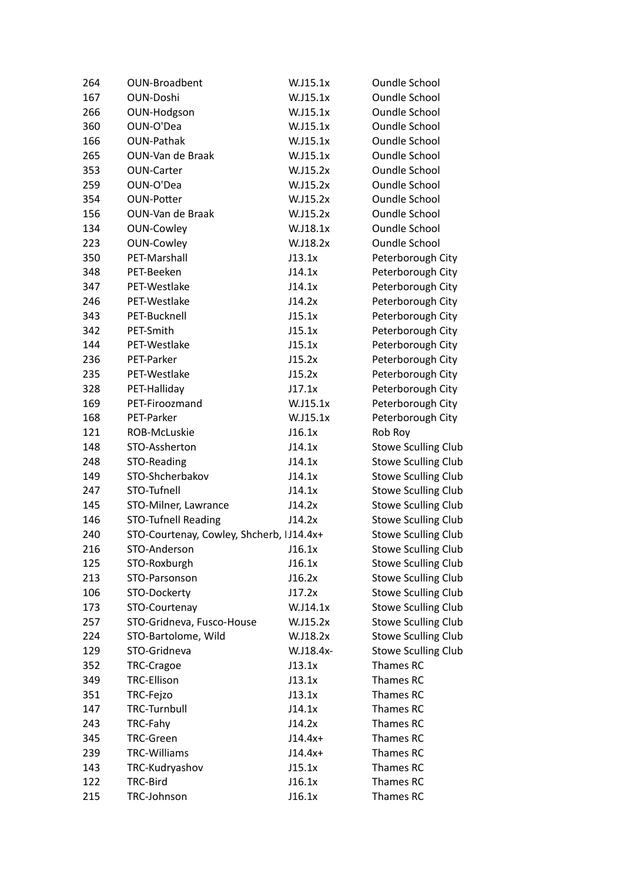| | | | |
|---|---|---|---|
| 264 | OUN-Broadbent | W.J15.1x | Oundle School |
| 167 | OUN-Doshi | W.J15.1x | Oundle School |
| 266 | OUN-Hodgson | W.J15.1x | Oundle School |
| 360 | OUN-O'Dea | W.J15.1x | Oundle School |
| 166 | OUN-Pathak | W.J15.1x | Oundle School |
| 265 | OUN-Van de Braak | W.J15.1x | Oundle School |
| 353 | OUN-Carter | W.J15.2x | Oundle School |
| 259 | OUN-O'Dea | W.J15.2x | Oundle School |
| 354 | OUN-Potter | W.J15.2x | Oundle School |
| 156 | OUN-Van de Braak | W.J15.2x | Oundle School |
| 134 | OUN-Cowley | W.J18.1x | Oundle School |
| 223 | OUN-Cowley | W.J18.2x | Oundle School |
| 350 | PET-Marshall | J13.1x | Peterborough City |
| 348 | PET-Beeken | J14.1x | Peterborough City |
| 347 | PET-Westlake | J14.1x | Peterborough City |
| 246 | PET-Westlake | J14.2x | Peterborough City |
| 343 | PET-Bucknell | J15.1x | Peterborough City |
| 342 | PET-Smith | J15.1x | Peterborough City |
| 144 | PET-Westlake | J15.1x | Peterborough City |
| 236 | PET-Parker | J15.2x | Peterborough City |
| 235 | PET-Westlake | J15.2x | Peterborough City |
| 328 | PET-Halliday | J17.1x | Peterborough City |
| 169 | PET-Firoozmand | W.J15.1x | Peterborough City |
| 168 | PET-Parker | W.J15.1x | Peterborough City |
| 121 | ROB-McLuskie | J16.1x | Rob Roy |
| 148 | STO-Assherton | J14.1x | Stowe Sculling Club |
| 248 | STO-Reading | J14.1x | Stowe Sculling Club |
| 149 | STO-Shcherbakov | J14.1x | Stowe Sculling Club |
| 247 | STO-Tufnell | J14.1x | Stowe Sculling Club |
| 145 | STO-Milner, Lawrance | J14.2x | Stowe Sculling Club |
| 146 | STO-Tufnell Reading | J14.2x | Stowe Sculling Club |
| 240 | STO-Courtenay, Cowley, Shcherb, I | J14.4x+ | Stowe Sculling Club |
| 216 | STO-Anderson | J16.1x | Stowe Sculling Club |
| 125 | STO-Roxburgh | J16.1x | Stowe Sculling Club |
| 213 | STO-Parsonson | J16.2x | Stowe Sculling Club |
| 106 | STO-Dockerty | J17.2x | Stowe Sculling Club |
| 173 | STO-Courtenay | W.J14.1x | Stowe Sculling Club |
| 257 | STO-Gridneva, Fusco-House | W.J15.2x | Stowe Sculling Club |
| 224 | STO-Bartolome, Wild | W.J18.2x | Stowe Sculling Club |
| 129 | STO-Gridneva | W.J18.4x- | Stowe Sculling Club |
| 352 | TRC-Cragoe | J13.1x | Thames RC |
| 349 | TRC-Ellison | J13.1x | Thames RC |
| 351 | TRC-Fejzo | J13.1x | Thames RC |
| 147 | TRC-Turnbull | J14.1x | Thames RC |
| 243 | TRC-Fahy | J14.2x | Thames RC |
| 345 | TRC-Green | J14.4x+ | Thames RC |
| 239 | TRC-Williams | J14.4x+ | Thames RC |
| 143 | TRC-Kudryashov | J15.1x | Thames RC |
| 122 | TRC-Bird | J16.1x | Thames RC |
| 215 | TRC-Johnson | J16.1x | Thames RC |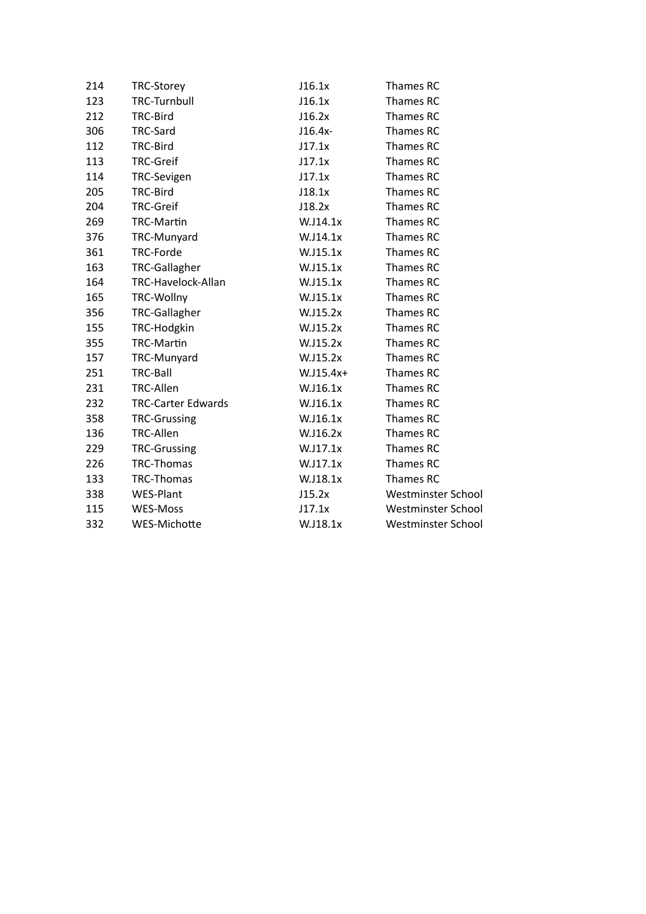| | | | |
|---|---|---|---|
| 214 | TRC-Storey | J16.1x | Thames RC |
| 123 | TRC-Turnbull | J16.1x | Thames RC |
| 212 | TRC-Bird | J16.2x | Thames RC |
| 306 | TRC-Sard | J16.4x- | Thames RC |
| 112 | TRC-Bird | J17.1x | Thames RC |
| 113 | TRC-Greif | J17.1x | Thames RC |
| 114 | TRC-Sevigen | J17.1x | Thames RC |
| 205 | TRC-Bird | J18.1x | Thames RC |
| 204 | TRC-Greif | J18.2x | Thames RC |
| 269 | TRC-Martin | W.J14.1x | Thames RC |
| 376 | TRC-Munyard | W.J14.1x | Thames RC |
| 361 | TRC-Forde | W.J15.1x | Thames RC |
| 163 | TRC-Gallagher | W.J15.1x | Thames RC |
| 164 | TRC-Havelock-Allan | W.J15.1x | Thames RC |
| 165 | TRC-Wollny | W.J15.1x | Thames RC |
| 356 | TRC-Gallagher | W.J15.2x | Thames RC |
| 155 | TRC-Hodgkin | W.J15.2x | Thames RC |
| 355 | TRC-Martin | W.J15.2x | Thames RC |
| 157 | TRC-Munyard | W.J15.2x | Thames RC |
| 251 | TRC-Ball | W.J15.4x+ | Thames RC |
| 231 | TRC-Allen | W.J16.1x | Thames RC |
| 232 | TRC-Carter Edwards | W.J16.1x | Thames RC |
| 358 | TRC-Grussing | W.J16.1x | Thames RC |
| 136 | TRC-Allen | W.J16.2x | Thames RC |
| 229 | TRC-Grussing | W.J17.1x | Thames RC |
| 226 | TRC-Thomas | W.J17.1x | Thames RC |
| 133 | TRC-Thomas | W.J18.1x | Thames RC |
| 338 | WES-Plant | J15.2x | Westminster School |
| 115 | WES-Moss | J17.1x | Westminster School |
| 332 | WES-Michotte | W.J18.1x | Westminster School |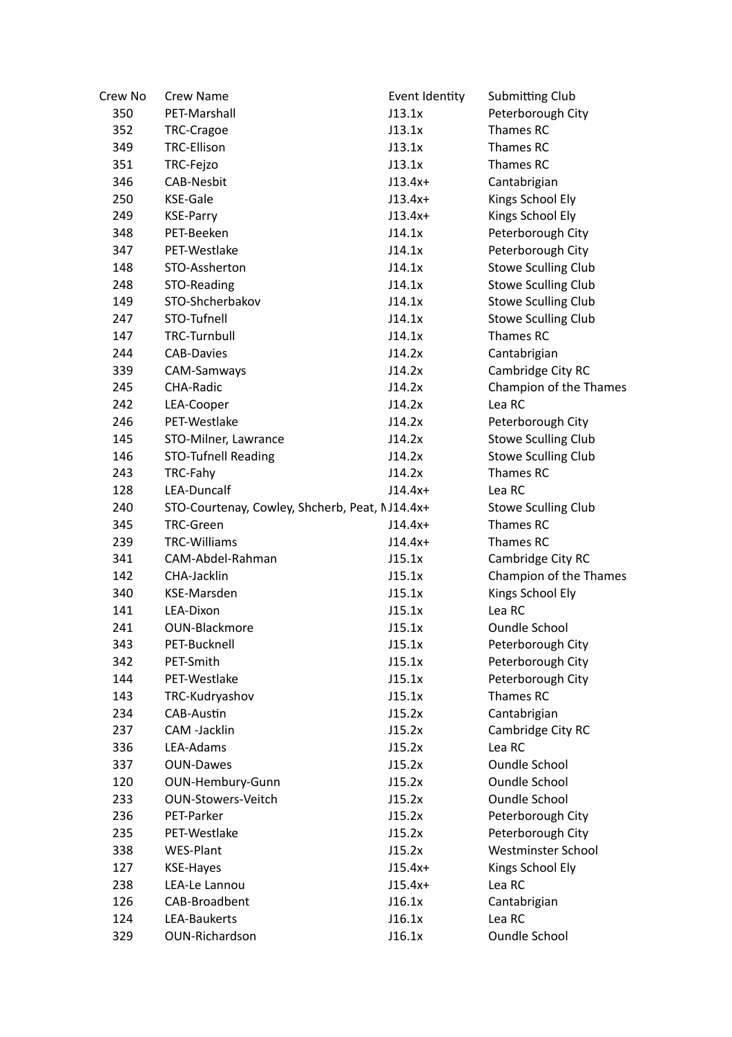| Crew No | Crew Name | Event Identity | Submitting Club |
| --- | --- | --- | --- |
| 350 | PET-Marshall | J13.1x | Peterborough City |
| 352 | TRC-Cragoe | J13.1x | Thames RC |
| 349 | TRC-Ellison | J13.1x | Thames RC |
| 351 | TRC-Fejzo | J13.1x | Thames RC |
| 346 | CAB-Nesbit | J13.4x+ | Cantabrigian |
| 250 | KSE-Gale | J13.4x+ | Kings School Ely |
| 249 | KSE-Parry | J13.4x+ | Kings School Ely |
| 348 | PET-Beeken | J14.1x | Peterborough City |
| 347 | PET-Westlake | J14.1x | Peterborough City |
| 148 | STO-Assherton | J14.1x | Stowe Sculling Club |
| 248 | STO-Reading | J14.1x | Stowe Sculling Club |
| 149 | STO-Shcherbakov | J14.1x | Stowe Sculling Club |
| 247 | STO-Tufnell | J14.1x | Stowe Sculling Club |
| 147 | TRC-Turnbull | J14.1x | Thames RC |
| 244 | CAB-Davies | J14.2x | Cantabrigian |
| 339 | CAM-Samways | J14.2x | Cambridge City RC |
| 245 | CHA-Radic | J14.2x | Champion of the Thames |
| 242 | LEA-Cooper | J14.2x | Lea RC |
| 246 | PET-Westlake | J14.2x | Peterborough City |
| 145 | STO-Milner, Lawrance | J14.2x | Stowe Sculling Club |
| 146 | STO-Tufnell Reading | J14.2x | Stowe Sculling Club |
| 243 | TRC-Fahy | J14.2x | Thames RC |
| 128 | LEA-Duncalf | J14.4x+ | Lea RC |
| 240 | STO-Courtenay, Cowley, Shcherb, Peat, M | J14.4x+ | Stowe Sculling Club |
| 345 | TRC-Green | J14.4x+ | Thames RC |
| 239 | TRC-Williams | J14.4x+ | Thames RC |
| 341 | CAM-Abdel-Rahman | J15.1x | Cambridge City RC |
| 142 | CHA-Jacklin | J15.1x | Champion of the Thames |
| 340 | KSE-Marsden | J15.1x | Kings School Ely |
| 141 | LEA-Dixon | J15.1x | Lea RC |
| 241 | OUN-Blackmore | J15.1x | Oundle School |
| 343 | PET-Bucknell | J15.1x | Peterborough City |
| 342 | PET-Smith | J15.1x | Peterborough City |
| 144 | PET-Westlake | J15.1x | Peterborough City |
| 143 | TRC-Kudryashov | J15.1x | Thames RC |
| 234 | CAB-Austin | J15.2x | Cantabrigian |
| 237 | CAM -Jacklin | J15.2x | Cambridge City RC |
| 336 | LEA-Adams | J15.2x | Lea RC |
| 337 | OUN-Dawes | J15.2x | Oundle School |
| 120 | OUN-Hembury-Gunn | J15.2x | Oundle School |
| 233 | OUN-Stowers-Veitch | J15.2x | Oundle School |
| 236 | PET-Parker | J15.2x | Peterborough City |
| 235 | PET-Westlake | J15.2x | Peterborough City |
| 338 | WES-Plant | J15.2x | Westminster School |
| 127 | KSE-Hayes | J15.4x+ | Kings School Ely |
| 238 | LEA-Le Lannou | J15.4x+ | Lea RC |
| 126 | CAB-Broadbent | J16.1x | Cantabrigian |
| 124 | LEA-Baukerts | J16.1x | Lea RC |
| 329 | OUN-Richardson | J16.1x | Oundle School |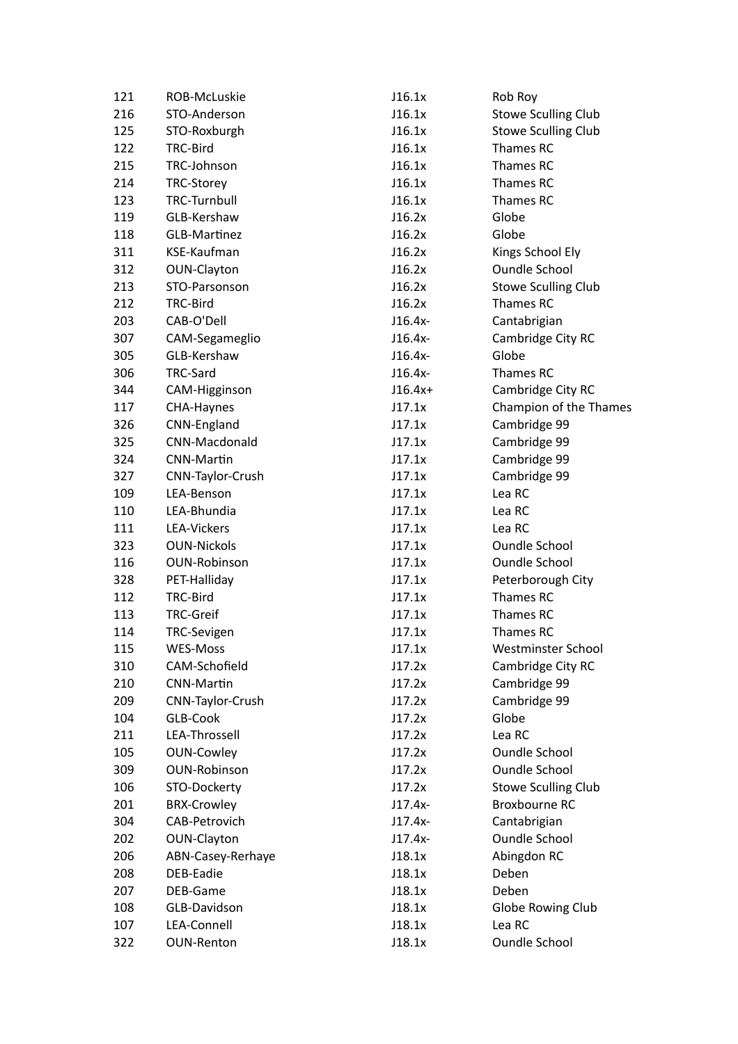| | | | |
|---|---|---|---|
| 121 | ROB-McLuskie | J16.1x | Rob Roy |
| 216 | STO-Anderson | J16.1x | Stowe Sculling Club |
| 125 | STO-Roxburgh | J16.1x | Stowe Sculling Club |
| 122 | TRC-Bird | J16.1x | Thames RC |
| 215 | TRC-Johnson | J16.1x | Thames RC |
| 214 | TRC-Storey | J16.1x | Thames RC |
| 123 | TRC-Turnbull | J16.1x | Thames RC |
| 119 | GLB-Kershaw | J16.2x | Globe |
| 118 | GLB-Martinez | J16.2x | Globe |
| 311 | KSE-Kaufman | J16.2x | Kings School Ely |
| 312 | OUN-Clayton | J16.2x | Oundle School |
| 213 | STO-Parsonson | J16.2x | Stowe Sculling Club |
| 212 | TRC-Bird | J16.2x | Thames RC |
| 203 | CAB-O'Dell | J16.4x- | Cantabrigian |
| 307 | CAM-Segameglio | J16.4x- | Cambridge City RC |
| 305 | GLB-Kershaw | J16.4x- | Globe |
| 306 | TRC-Sard | J16.4x- | Thames RC |
| 344 | CAM-Higginson | J16.4x+ | Cambridge City RC |
| 117 | CHA-Haynes | J17.1x | Champion of the Thames |
| 326 | CNN-England | J17.1x | Cambridge 99 |
| 325 | CNN-Macdonald | J17.1x | Cambridge 99 |
| 324 | CNN-Martin | J17.1x | Cambridge 99 |
| 327 | CNN-Taylor-Crush | J17.1x | Cambridge 99 |
| 109 | LEA-Benson | J17.1x | Lea RC |
| 110 | LEA-Bhundia | J17.1x | Lea RC |
| 111 | LEA-Vickers | J17.1x | Lea RC |
| 323 | OUN-Nickols | J17.1x | Oundle School |
| 116 | OUN-Robinson | J17.1x | Oundle School |
| 328 | PET-Halliday | J17.1x | Peterborough City |
| 112 | TRC-Bird | J17.1x | Thames RC |
| 113 | TRC-Greif | J17.1x | Thames RC |
| 114 | TRC-Sevigen | J17.1x | Thames RC |
| 115 | WES-Moss | J17.1x | Westminster School |
| 310 | CAM-Schofield | J17.2x | Cambridge City RC |
| 210 | CNN-Martin | J17.2x | Cambridge 99 |
| 209 | CNN-Taylor-Crush | J17.2x | Cambridge 99 |
| 104 | GLB-Cook | J17.2x | Globe |
| 211 | LEA-Throssell | J17.2x | Lea RC |
| 105 | OUN-Cowley | J17.2x | Oundle School |
| 309 | OUN-Robinson | J17.2x | Oundle School |
| 106 | STO-Dockerty | J17.2x | Stowe Sculling Club |
| 201 | BRX-Crowley | J17.4x- | Broxbourne RC |
| 304 | CAB-Petrovich | J17.4x- | Cantabrigian |
| 202 | OUN-Clayton | J17.4x- | Oundle School |
| 206 | ABN-Casey-Rerhaye | J18.1x | Abingdon RC |
| 208 | DEB-Eadie | J18.1x | Deben |
| 207 | DEB-Game | J18.1x | Deben |
| 108 | GLB-Davidson | J18.1x | Globe Rowing Club |
| 107 | LEA-Connell | J18.1x | Lea RC |
| 322 | OUN-Renton | J18.1x | Oundle School |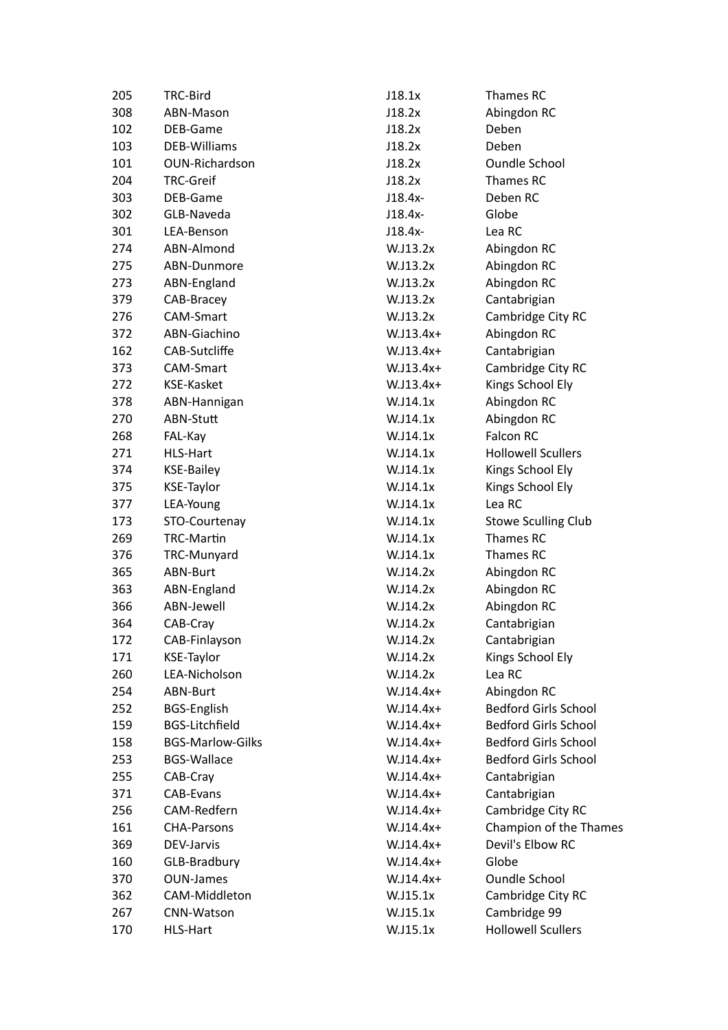| | | | |
|---|---|---|---|
| 205 | TRC-Bird | J18.1x | Thames RC |
| 308 | ABN-Mason | J18.2x | Abingdon RC |
| 102 | DEB-Game | J18.2x | Deben |
| 103 | DEB-Williams | J18.2x | Deben |
| 101 | OUN-Richardson | J18.2x | Oundle School |
| 204 | TRC-Greif | J18.2x | Thames RC |
| 303 | DEB-Game | J18.4x- | Deben RC |
| 302 | GLB-Naveda | J18.4x- | Globe |
| 301 | LEA-Benson | J18.4x- | Lea RC |
| 274 | ABN-Almond | W.J13.2x | Abingdon RC |
| 275 | ABN-Dunmore | W.J13.2x | Abingdon RC |
| 273 | ABN-England | W.J13.2x | Abingdon RC |
| 379 | CAB-Bracey | W.J13.2x | Cantabrigian |
| 276 | CAM-Smart | W.J13.2x | Cambridge City RC |
| 372 | ABN-Giachino | W.J13.4x+ | Abingdon RC |
| 162 | CAB-Sutcliffe | W.J13.4x+ | Cantabrigian |
| 373 | CAM-Smart | W.J13.4x+ | Cambridge City RC |
| 272 | KSE-Kasket | W.J13.4x+ | Kings School Ely |
| 378 | ABN-Hannigan | W.J14.1x | Abingdon RC |
| 270 | ABN-Stutt | W.J14.1x | Abingdon RC |
| 268 | FAL-Kay | W.J14.1x | Falcon RC |
| 271 | HLS-Hart | W.J14.1x | Hollowell Scullers |
| 374 | KSE-Bailey | W.J14.1x | Kings School Ely |
| 375 | KSE-Taylor | W.J14.1x | Kings School Ely |
| 377 | LEA-Young | W.J14.1x | Lea RC |
| 173 | STO-Courtenay | W.J14.1x | Stowe Sculling Club |
| 269 | TRC-Martin | W.J14.1x | Thames RC |
| 376 | TRC-Munyard | W.J14.1x | Thames RC |
| 365 | ABN-Burt | W.J14.2x | Abingdon RC |
| 363 | ABN-England | W.J14.2x | Abingdon RC |
| 366 | ABN-Jewell | W.J14.2x | Abingdon RC |
| 364 | CAB-Cray | W.J14.2x | Cantabrigian |
| 172 | CAB-Finlayson | W.J14.2x | Cantabrigian |
| 171 | KSE-Taylor | W.J14.2x | Kings School Ely |
| 260 | LEA-Nicholson | W.J14.2x | Lea RC |
| 254 | ABN-Burt | W.J14.4x+ | Abingdon RC |
| 252 | BGS-English | W.J14.4x+ | Bedford Girls School |
| 159 | BGS-Litchfield | W.J14.4x+ | Bedford Girls School |
| 158 | BGS-Marlow-Gilks | W.J14.4x+ | Bedford Girls School |
| 253 | BGS-Wallace | W.J14.4x+ | Bedford Girls School |
| 255 | CAB-Cray | W.J14.4x+ | Cantabrigian |
| 371 | CAB-Evans | W.J14.4x+ | Cantabrigian |
| 256 | CAM-Redfern | W.J14.4x+ | Cambridge City RC |
| 161 | CHA-Parsons | W.J14.4x+ | Champion of the Thames |
| 369 | DEV-Jarvis | W.J14.4x+ | Devil's Elbow RC |
| 160 | GLB-Bradbury | W.J14.4x+ | Globe |
| 370 | OUN-James | W.J14.4x+ | Oundle School |
| 362 | CAM-Middleton | W.J15.1x | Cambridge City RC |
| 267 | CNN-Watson | W.J15.1x | Cambridge 99 |
| 170 | HLS-Hart | W.J15.1x | Hollowell Scullers |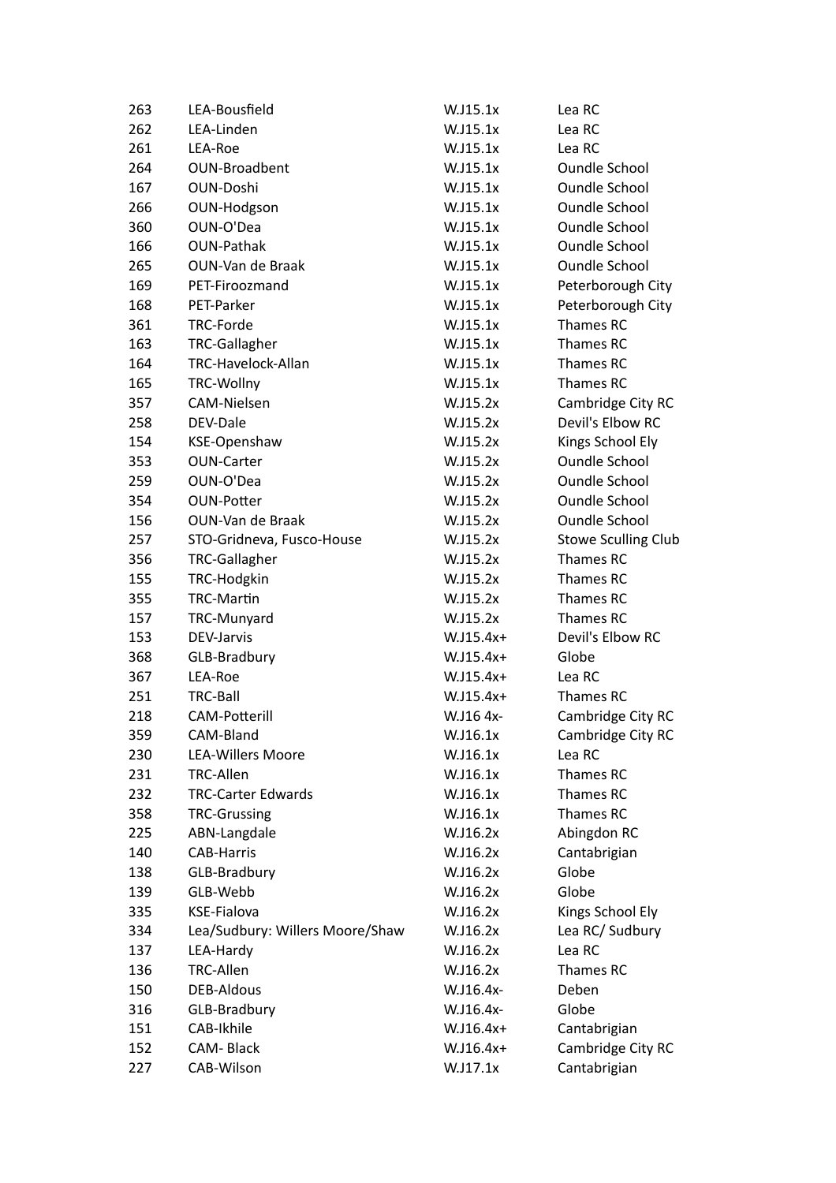| | | | |
|---|---|---|---|
| 263 | LEA-Bousfield | W.J15.1x | Lea RC |
| 262 | LEA-Linden | W.J15.1x | Lea RC |
| 261 | LEA-Roe | W.J15.1x | Lea RC |
| 264 | OUN-Broadbent | W.J15.1x | Oundle School |
| 167 | OUN-Doshi | W.J15.1x | Oundle School |
| 266 | OUN-Hodgson | W.J15.1x | Oundle School |
| 360 | OUN-O'Dea | W.J15.1x | Oundle School |
| 166 | OUN-Pathak | W.J15.1x | Oundle School |
| 265 | OUN-Van de Braak | W.J15.1x | Oundle School |
| 169 | PET-Firoozmand | W.J15.1x | Peterborough City |
| 168 | PET-Parker | W.J15.1x | Peterborough City |
| 361 | TRC-Forde | W.J15.1x | Thames RC |
| 163 | TRC-Gallagher | W.J15.1x | Thames RC |
| 164 | TRC-Havelock-Allan | W.J15.1x | Thames RC |
| 165 | TRC-Wollny | W.J15.1x | Thames RC |
| 357 | CAM-Nielsen | W.J15.2x | Cambridge City RC |
| 258 | DEV-Dale | W.J15.2x | Devil's Elbow RC |
| 154 | KSE-Openshaw | W.J15.2x | Kings School Ely |
| 353 | OUN-Carter | W.J15.2x | Oundle School |
| 259 | OUN-O'Dea | W.J15.2x | Oundle School |
| 354 | OUN-Potter | W.J15.2x | Oundle School |
| 156 | OUN-Van de Braak | W.J15.2x | Oundle School |
| 257 | STO-Gridneva, Fusco-House | W.J15.2x | Stowe Sculling Club |
| 356 | TRC-Gallagher | W.J15.2x | Thames RC |
| 155 | TRC-Hodgkin | W.J15.2x | Thames RC |
| 355 | TRC-Martin | W.J15.2x | Thames RC |
| 157 | TRC-Munyard | W.J15.2x | Thames RC |
| 153 | DEV-Jarvis | W.J15.4x+ | Devil's Elbow RC |
| 368 | GLB-Bradbury | W.J15.4x+ | Globe |
| 367 | LEA-Roe | W.J15.4x+ | Lea RC |
| 251 | TRC-Ball | W.J15.4x+ | Thames RC |
| 218 | CAM-Potterill | W.J16 4x- | Cambridge City RC |
| 359 | CAM-Bland | W.J16.1x | Cambridge City RC |
| 230 | LEA-Willers Moore | W.J16.1x | Lea RC |
| 231 | TRC-Allen | W.J16.1x | Thames RC |
| 232 | TRC-Carter Edwards | W.J16.1x | Thames RC |
| 358 | TRC-Grussing | W.J16.1x | Thames RC |
| 225 | ABN-Langdale | W.J16.2x | Abingdon RC |
| 140 | CAB-Harris | W.J16.2x | Cantabrigian |
| 138 | GLB-Bradbury | W.J16.2x | Globe |
| 139 | GLB-Webb | W.J16.2x | Globe |
| 335 | KSE-Fialova | W.J16.2x | Kings School Ely |
| 334 | Lea/Sudbury: Willers Moore/Shaw | W.J16.2x | Lea RC/ Sudbury |
| 137 | LEA-Hardy | W.J16.2x | Lea RC |
| 136 | TRC-Allen | W.J16.2x | Thames RC |
| 150 | DEB-Aldous | W.J16.4x- | Deben |
| 316 | GLB-Bradbury | W.J16.4x- | Globe |
| 151 | CAB-Ikhile | W.J16.4x+ | Cantabrigian |
| 152 | CAM- Black | W.J16.4x+ | Cambridge City RC |
| 227 | CAB-Wilson | W.J17.1x | Cantabrigian |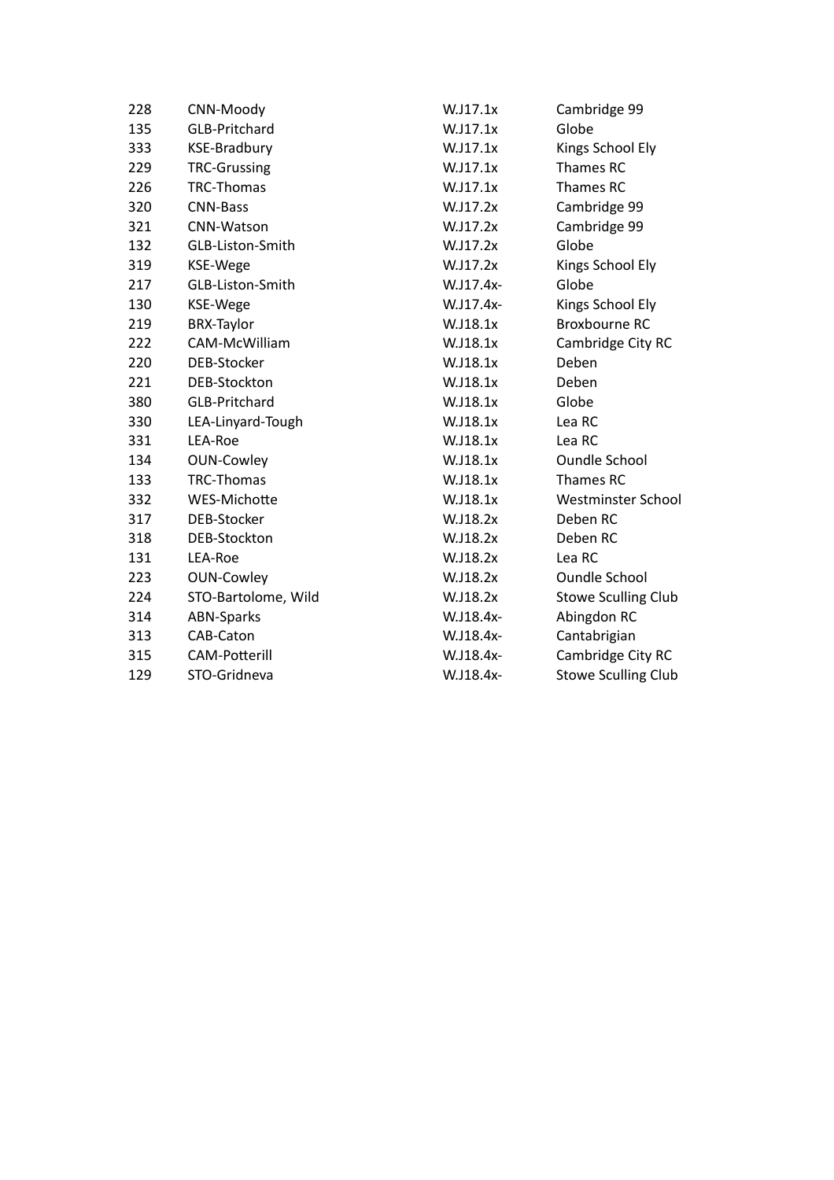| | | | |
|---|---|---|---|
| 228 | CNN-Moody | W.J17.1x | Cambridge 99 |
| 135 | GLB-Pritchard | W.J17.1x | Globe |
| 333 | KSE-Bradbury | W.J17.1x | Kings School Ely |
| 229 | TRC-Grussing | W.J17.1x | Thames RC |
| 226 | TRC-Thomas | W.J17.1x | Thames RC |
| 320 | CNN-Bass | W.J17.2x | Cambridge 99 |
| 321 | CNN-Watson | W.J17.2x | Cambridge 99 |
| 132 | GLB-Liston-Smith | W.J17.2x | Globe |
| 319 | KSE-Wege | W.J17.2x | Kings School Ely |
| 217 | GLB-Liston-Smith | W.J17.4x- | Globe |
| 130 | KSE-Wege | W.J17.4x- | Kings School Ely |
| 219 | BRX-Taylor | W.J18.1x | Broxbourne RC |
| 222 | CAM-McWilliam | W.J18.1x | Cambridge City RC |
| 220 | DEB-Stocker | W.J18.1x | Deben |
| 221 | DEB-Stockton | W.J18.1x | Deben |
| 380 | GLB-Pritchard | W.J18.1x | Globe |
| 330 | LEA-Linyard-Tough | W.J18.1x | Lea RC |
| 331 | LEA-Roe | W.J18.1x | Lea RC |
| 134 | OUN-Cowley | W.J18.1x | Oundle School |
| 133 | TRC-Thomas | W.J18.1x | Thames RC |
| 332 | WES-Michotte | W.J18.1x | Westminster School |
| 317 | DEB-Stocker | W.J18.2x | Deben RC |
| 318 | DEB-Stockton | W.J18.2x | Deben RC |
| 131 | LEA-Roe | W.J18.2x | Lea RC |
| 223 | OUN-Cowley | W.J18.2x | Oundle School |
| 224 | STO-Bartolome, Wild | W.J18.2x | Stowe Sculling Club |
| 314 | ABN-Sparks | W.J18.4x- | Abingdon RC |
| 313 | CAB-Caton | W.J18.4x- | Cantabrigian |
| 315 | CAM-Potterill | W.J18.4x- | Cambridge City RC |
| 129 | STO-Gridneva | W.J18.4x- | Stowe Sculling Club |